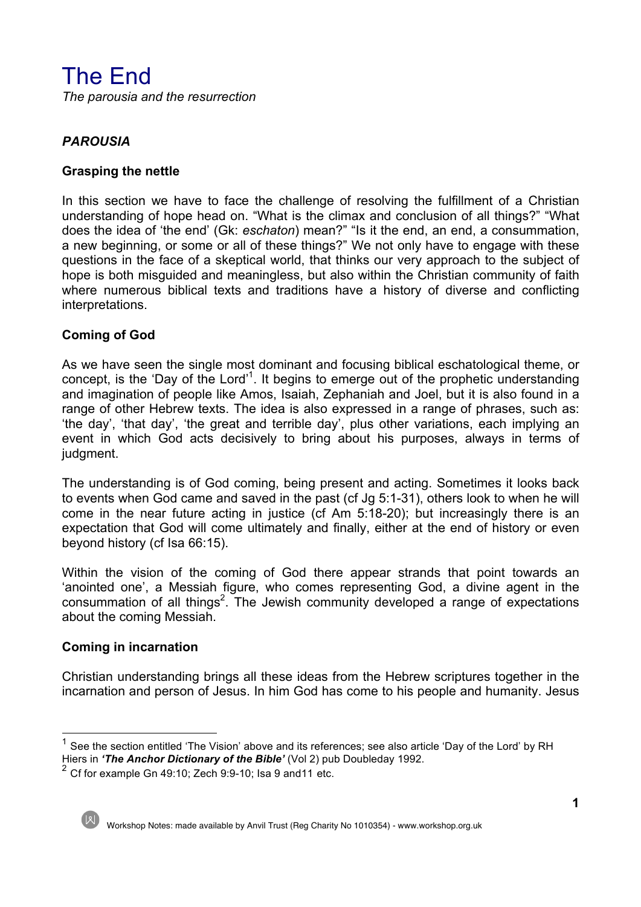# The End

*The parousia and the resurrection*

### *PAROUSIA*

**Grasping the nettle**

In this section we have to face the challenge of resolving the fulfillment of a Christian understanding of hope head on. "What is the climax and conclusion of all things?" "What does the idea of 'the end' (Gk: *eschaton*) mean?" "Is it the end, an end, a consummation, a new beginning, or some or all of these things?" We not only have to engage with these questions in the face of a skeptical world, that thinks our very approach to the subject of hope is both misguided and meaningless, but also within the Christian community of faith where numerous biblical texts and traditions have a history of diverse and conflicting interpretations.

**Coming of God**

As we have seen the single most dominant and focusing biblical eschatological theme, or concept, is the 'Day of the Lord'[1]. It begins to emerge out of the prophetic understanding and imagination of people like Amos, Isaiah, Zephaniah and Joel, but it is also found in a range of other Hebrew texts. The idea is also expressed in a range of phrases, such as: 'the day', 'that day', 'the great and terrible day', plus other variations, each implying an event in which God acts decisively to bring about his purposes, always in terms of judgment.

The understanding is of God coming, being present and acting. Sometimes it looks back to events when God came and saved in the past (cf Jg 5:1-31), others look to when he will come in the near future acting in justice (cf Am 5:18-20); but increasingly there is an expectation that God will come ultimately and finally, either at the end of history or even beyond history (cf Isa 66:15).

Within the vision of the coming of God there appear strands that point towards an 'anointed one', a Messiah figure, who comes representing God, a divine agent in the consummation of all things[2]. The Jewish community developed a range of expectations about the coming Messiah.

**Coming in incarnation**

Christian understanding brings all these ideas from the Hebrew scriptures together in the incarnation and person of Jesus. In him God has come to his people and humanity. Jesus

---

[1] See the section entitled 'The Vision' above and its references; see also article 'Day of the Lord' by RH Hiers in ***'The Anchor Dictionary of the Bible'*** (Vol 2) pub Doubleday 1992.

[2] Cf for example Gn 49:10; Zech 9:9-10; Isa 9 and11 etc.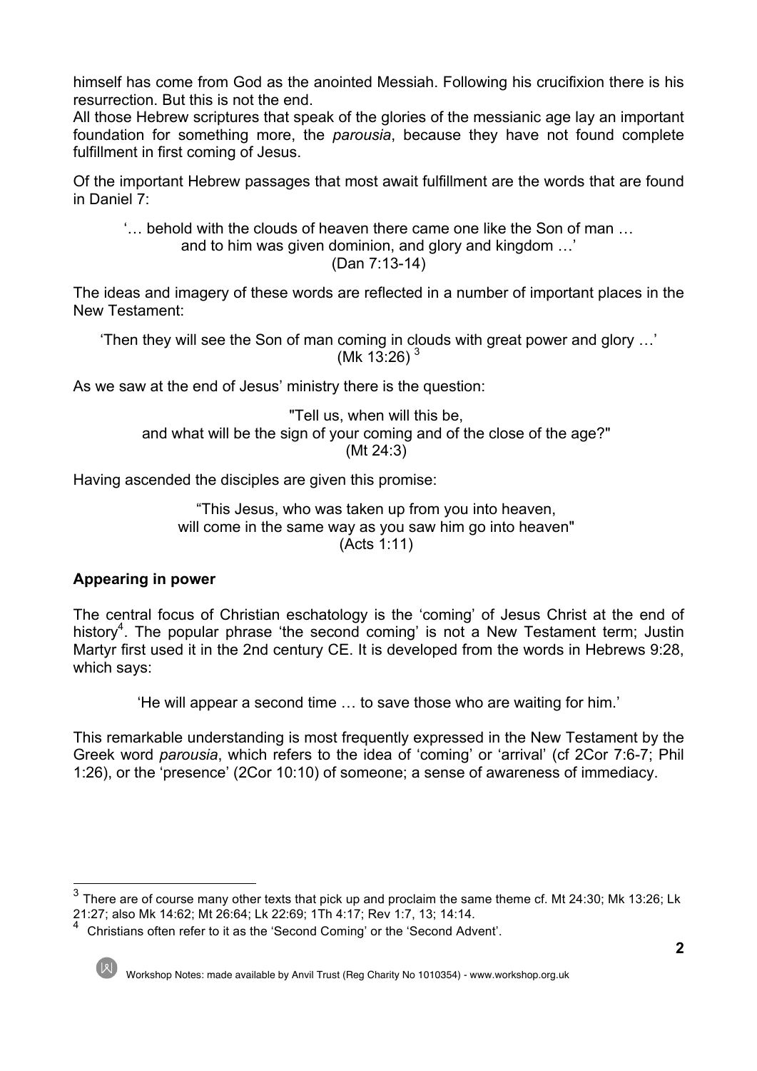himself has come from God as the anointed Messiah. Following his crucifixion there is his resurrection. But this is not the end.
All those Hebrew scriptures that speak of the glories of the messianic age lay an important foundation for something more, the *parousia*, because they have not found complete fulfillment in first coming of Jesus.

Of the important Hebrew passages that most await fulfillment are the words that are found in Daniel 7:

> '… behold with the clouds of heaven there came one like the Son of man …
> and to him was given dominion, and glory and kingdom …'
> (Dan 7:13-14)

The ideas and imagery of these words are reflected in a number of important places in the New Testament:

> 'Then they will see the Son of man coming in clouds with great power and glory …'
> (Mk 13:26) [3]

As we saw at the end of Jesus' ministry there is the question:

> "Tell us, when will this be,
> and what will be the sign of your coming and of the close of the age?"
> (Mt 24:3)

Having ascended the disciples are given this promise:

> "This Jesus, who was taken up from you into heaven,
> will come in the same way as you saw him go into heaven"
> (Acts 1:11)

**Appearing in power**

The central focus of Christian eschatology is the 'coming' of Jesus Christ at the end of history[4]. The popular phrase 'the second coming' is not a New Testament term; Justin Martyr first used it in the 2nd century CE. It is developed from the words in Hebrews 9:28, which says:

> 'He will appear a second time … to save those who are waiting for him.'

This remarkable understanding is most frequently expressed in the New Testament by the Greek word *parousia*, which refers to the idea of 'coming' or 'arrival' (cf 2Cor 7:6-7; Phil 1:26), or the 'presence' (2Cor 10:10) of someone; a sense of awareness of immediacy.

---

[3] There are of course many other texts that pick up and proclaim the same theme cf. Mt 24:30; Mk 13:26; Lk 21:27; also Mk 14:62; Mt 26:64; Lk 22:69; 1Th 4:17; Rev 1:7, 13; 14:14.

[4] Christians often refer to it as the 'Second Coming' or the 'Second Advent'.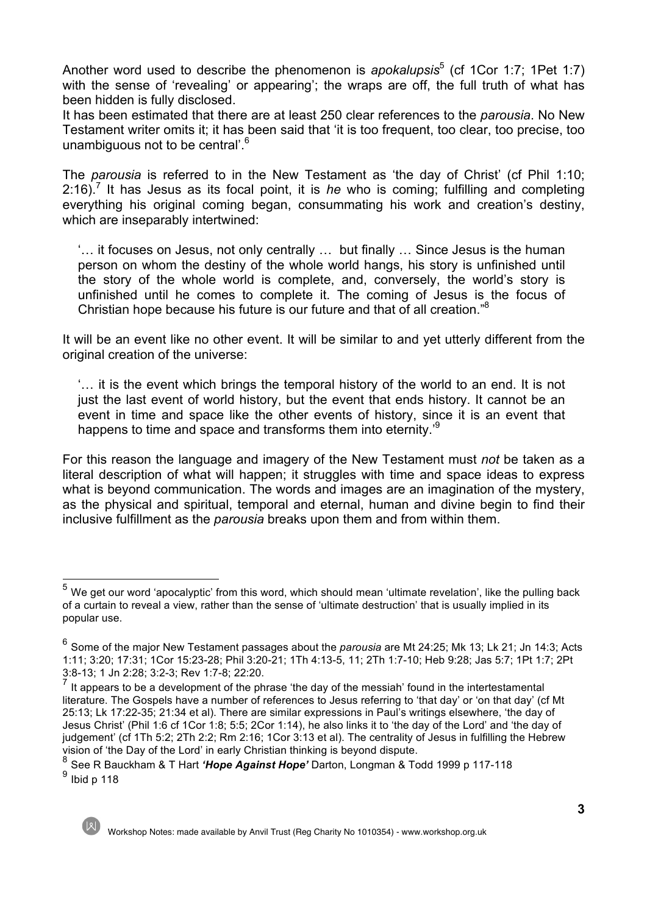Another word used to describe the phenomenon is *apokalupsis*[5] (cf 1Cor 1:7; 1Pet 1:7) with the sense of 'revealing' or appearing'; the wraps are off, the full truth of what has been hidden is fully disclosed.

It has been estimated that there are at least 250 clear references to the *parousia*. No New Testament writer omits it; it has been said that 'it is too frequent, too clear, too precise, too unambiguous not to be central'.[6]

The *parousia* is referred to in the New Testament as 'the day of Christ' (cf Phil 1:10; 2:16).[7] It has Jesus as its focal point, it is *he* who is coming; fulfilling and completing everything his original coming began, consummating his work and creation's destiny, which are inseparably intertwined:

> '… it focuses on Jesus, not only centrally … but finally … Since Jesus is the human person on whom the destiny of the whole world hangs, his story is unfinished until the story of the whole world is complete, and, conversely, the world's story is unfinished until he comes to complete it. The coming of Jesus is the focus of Christian hope because his future is our future and that of all creation.'[8]

It will be an event like no other event. It will be similar to and yet utterly different from the original creation of the universe:

> '… it is the event which brings the temporal history of the world to an end. It is not just the last event of world history, but the event that ends history. It cannot be an event in time and space like the other events of history, since it is an event that happens to time and space and transforms them into eternity.'[9]

For this reason the language and imagery of the New Testament must *not* be taken as a literal description of what will happen; it struggles with time and space ideas to express what is beyond communication. The words and images are an imagination of the mystery, as the physical and spiritual, temporal and eternal, human and divine begin to find their inclusive fulfillment as the *parousia* breaks upon them and from within them.

---

[5] We get our word 'apocalyptic' from this word, which should mean 'ultimate revelation', like the pulling back of a curtain to reveal a view, rather than the sense of 'ultimate destruction' that is usually implied in its popular use.

[6] Some of the major New Testament passages about the *parousia* are Mt 24:25; Mk 13; Lk 21; Jn 14:3; Acts 1:11; 3:20; 17:31; 1Cor 15:23-28; Phil 3:20-21; 1Th 4:13-5, 11; 2Th 1:7-10; Heb 9:28; Jas 5:7; 1Pt 1:7; 2Pt 3:8-13; 1 Jn 2:28; 3:2-3; Rev 1:7-8; 22:20.

[7] It appears to be a development of the phrase 'the day of the messiah' found in the intertestamental literature. The Gospels have a number of references to Jesus referring to 'that day' or 'on that day' (cf Mt 25:13; Lk 17:22-35; 21:34 et al). There are similar expressions in Paul's writings elsewhere, 'the day of Jesus Christ' (Phil 1:6 cf 1Cor 1:8; 5:5; 2Cor 1:14), he also links it to 'the day of the Lord' and 'the day of judgement' (cf 1Th 5:2; 2Th 2:2; Rm 2:16; 1Cor 3:13 et al). The centrality of Jesus in fulfilling the Hebrew vision of 'the Day of the Lord' in early Christian thinking is beyond dispute.

[8] See R Bauckham & T Hart ***'Hope Against Hope'*** Darton, Longman & Todd 1999 p 117-118

[9] Ibid p 118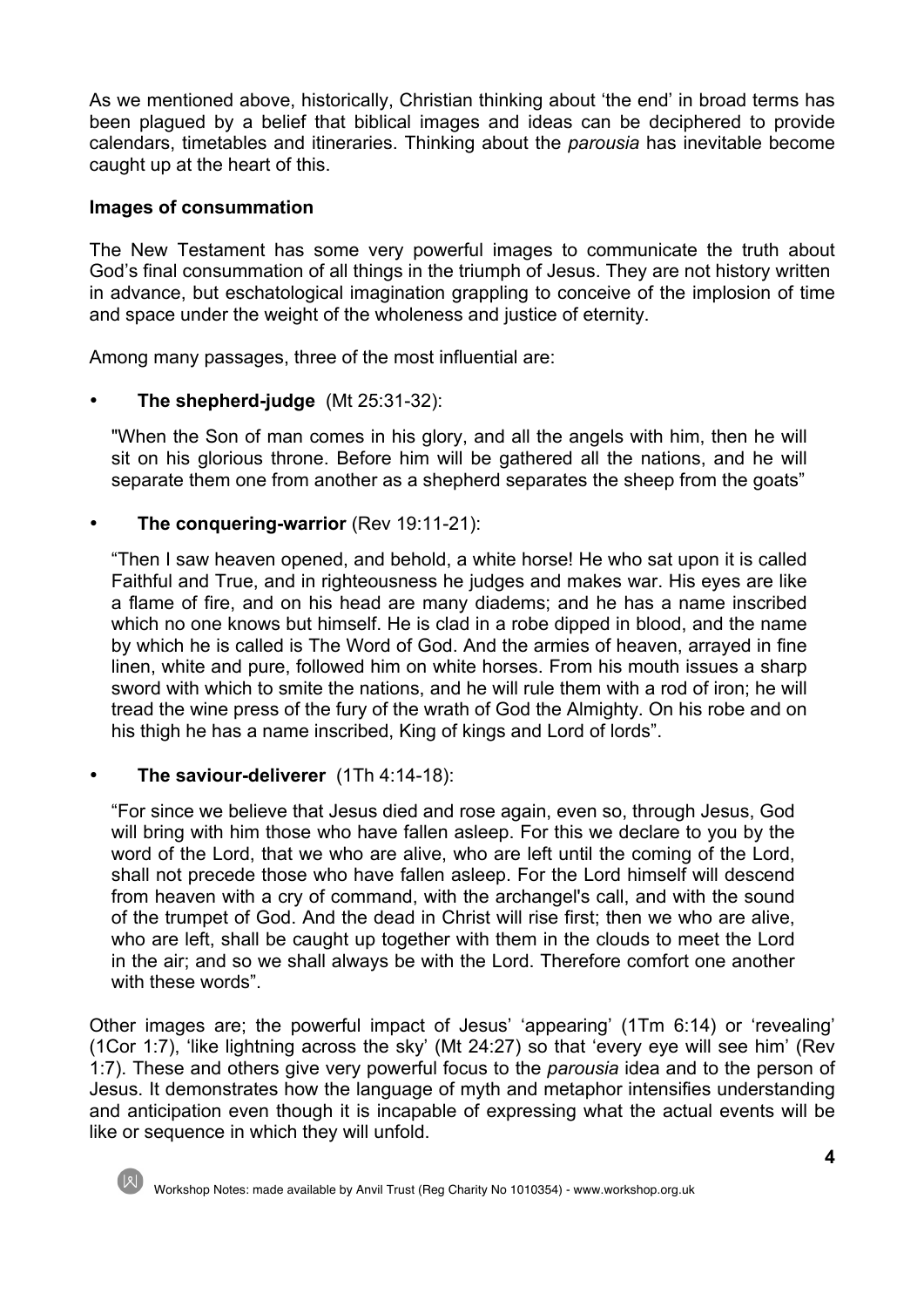As we mentioned above, historically, Christian thinking about 'the end' in broad terms has been plagued by a belief that biblical images and ideas can be deciphered to provide calendars, timetables and itineraries. Thinking about the *parousia* has inevitable become caught up at the heart of this.

**Images of consummation**

The New Testament has some very powerful images to communicate the truth about God's final consummation of all things in the triumph of Jesus. They are not history written in advance, but eschatological imagination grappling to conceive of the implosion of time and space under the weight of the wholeness and justice of eternity.

Among many passages, three of the most influential are:

- **The shepherd-judge** (Mt 25:31-32):

  "When the Son of man comes in his glory, and all the angels with him, then he will sit on his glorious throne. Before him will be gathered all the nations, and he will separate them one from another as a shepherd separates the sheep from the goats"

- **The conquering-warrior** (Rev 19:11-21):

  "Then I saw heaven opened, and behold, a white horse! He who sat upon it is called Faithful and True, and in righteousness he judges and makes war. His eyes are like a flame of fire, and on his head are many diadems; and he has a name inscribed which no one knows but himself. He is clad in a robe dipped in blood, and the name by which he is called is The Word of God. And the armies of heaven, arrayed in fine linen, white and pure, followed him on white horses. From his mouth issues a sharp sword with which to smite the nations, and he will rule them with a rod of iron; he will tread the wine press of the fury of the wrath of God the Almighty. On his robe and on his thigh he has a name inscribed, King of kings and Lord of lords".

- **The saviour-deliverer** (1Th 4:14-18):

  "For since we believe that Jesus died and rose again, even so, through Jesus, God will bring with him those who have fallen asleep. For this we declare to you by the word of the Lord, that we who are alive, who are left until the coming of the Lord, shall not precede those who have fallen asleep. For the Lord himself will descend from heaven with a cry of command, with the archangel's call, and with the sound of the trumpet of God. And the dead in Christ will rise first; then we who are alive, who are left, shall be caught up together with them in the clouds to meet the Lord in the air; and so we shall always be with the Lord. Therefore comfort one another with these words".

Other images are; the powerful impact of Jesus' 'appearing' (1Tm 6:14) or 'revealing' (1Cor 1:7), 'like lightning across the sky' (Mt 24:27) so that 'every eye will see him' (Rev 1:7). These and others give very powerful focus to the *parousia* idea and to the person of Jesus. It demonstrates how the language of myth and metaphor intensifies understanding and anticipation even though it is incapable of expressing what the actual events will be like or sequence in which they will unfold.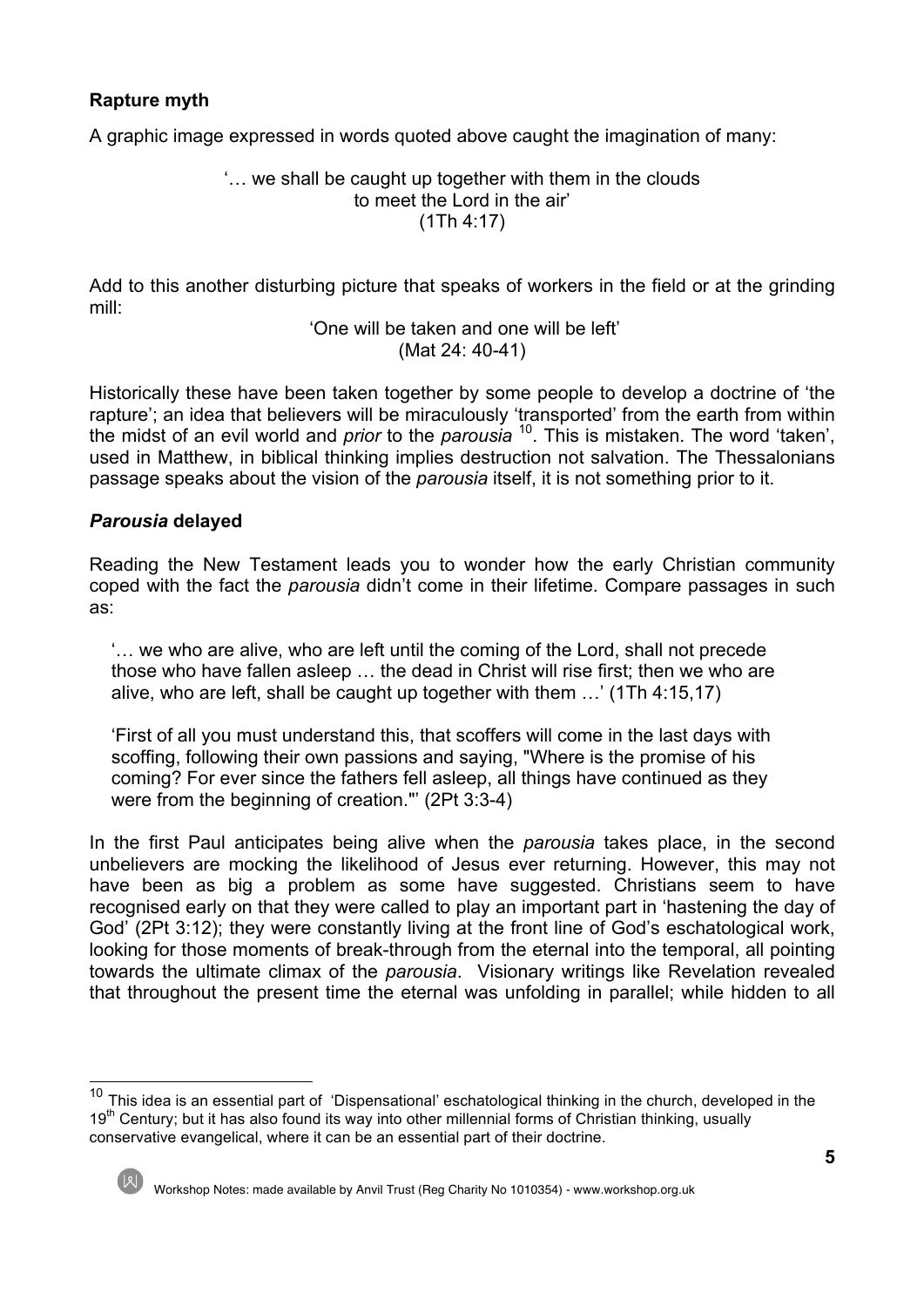**Rapture myth**

A graphic image expressed in words quoted above caught the imagination of many:

'… we shall be caught up together with them in the clouds
to meet the Lord in the air'
(1Th 4:17)

Add to this another disturbing picture that speaks of workers in the field or at the grinding mill:

'One will be taken and one will be left'
(Mat 24: 40-41)

Historically these have been taken together by some people to develop a doctrine of 'the rapture'; an idea that believers will be miraculously 'transported' from the earth from within the midst of an evil world and *prior* to the *parousia* [10]. This is mistaken. The word 'taken', used in Matthew, in biblical thinking implies destruction not salvation. The Thessalonians passage speaks about the vision of the *parousia* itself, it is not something prior to it.

***Parousia* delayed**

Reading the New Testament leads you to wonder how the early Christian community coped with the fact the *parousia* didn't come in their lifetime. Compare passages in such as:

> '… we who are alive, who are left until the coming of the Lord, shall not precede those who have fallen asleep … the dead in Christ will rise first; then we who are alive, who are left, shall be caught up together with them …' (1Th 4:15,17)

> 'First of all you must understand this, that scoffers will come in the last days with scoffing, following their own passions and saying, "Where is the promise of his coming? For ever since the fathers fell asleep, all things have continued as they were from the beginning of creation."' (2Pt 3:3-4)

In the first Paul anticipates being alive when the *parousia* takes place, in the second unbelievers are mocking the likelihood of Jesus ever returning. However, this may not have been as big a problem as some have suggested. Christians seem to have recognised early on that they were called to play an important part in 'hastening the day of God' (2Pt 3:12); they were constantly living at the front line of God's eschatological work, looking for those moments of break-through from the eternal into the temporal, all pointing towards the ultimate climax of the *parousia*. Visionary writings like Revelation revealed that throughout the present time the eternal was unfolding in parallel; while hidden to all

---

[10] This idea is an essential part of 'Dispensational' eschatological thinking in the church, developed in the 19th Century; but it has also found its way into other millennial forms of Christian thinking, usually conservative evangelical, where it can be an essential part of their doctrine.

Workshop Notes: made available by Anvil Trust (Reg Charity No 1010354) - www.workshop.org.uk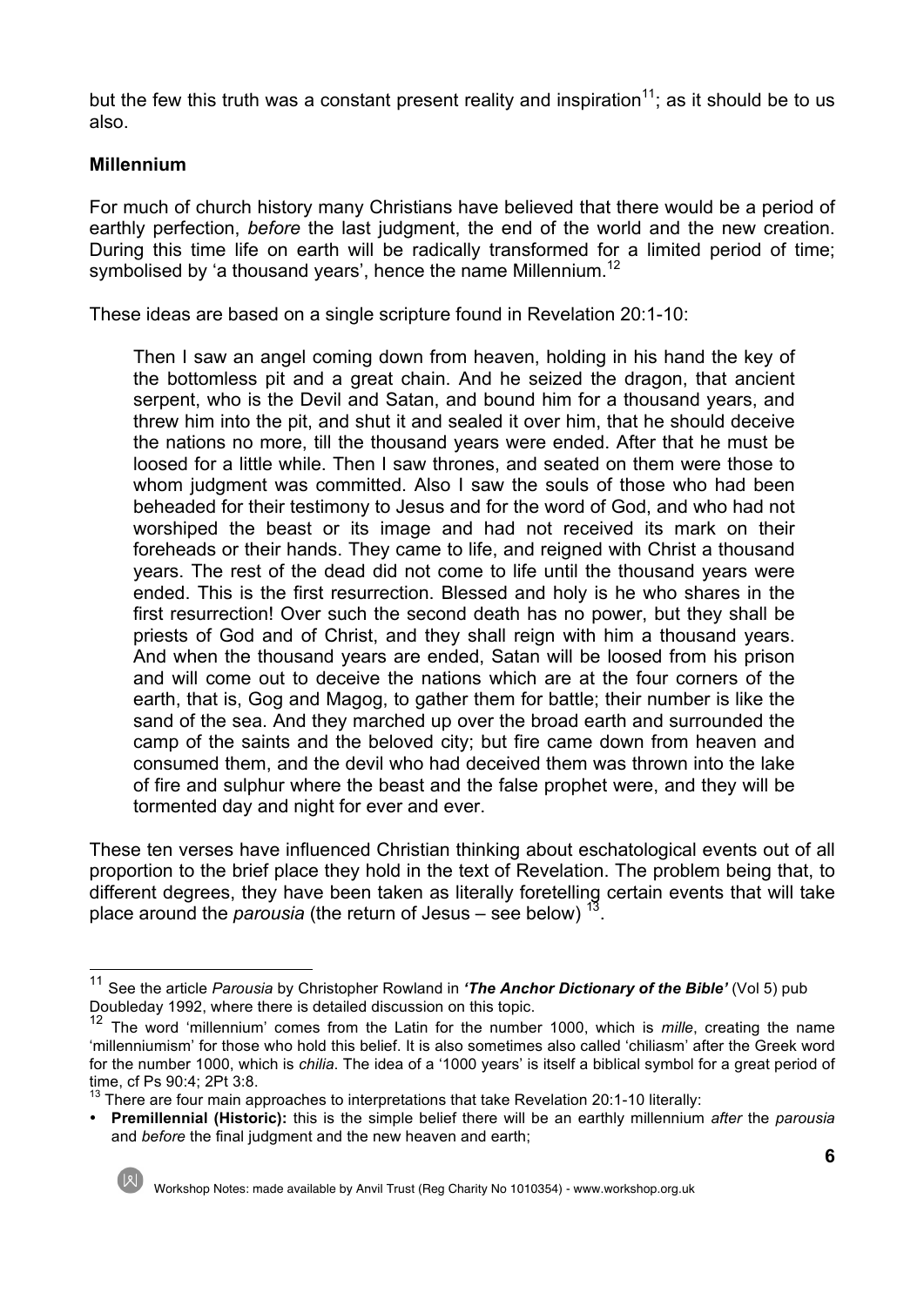but the few this truth was a constant present reality and inspiration[11]; as it should be to us also.

**Millennium**

For much of church history many Christians have believed that there would be a period of earthly perfection, *before* the last judgment, the end of the world and the new creation. During this time life on earth will be radically transformed for a limited period of time; symbolised by 'a thousand years', hence the name Millennium.[12]

These ideas are based on a single scripture found in Revelation 20:1-10:

> Then I saw an angel coming down from heaven, holding in his hand the key of the bottomless pit and a great chain. And he seized the dragon, that ancient serpent, who is the Devil and Satan, and bound him for a thousand years, and threw him into the pit, and shut it and sealed it over him, that he should deceive the nations no more, till the thousand years were ended. After that he must be loosed for a little while. Then I saw thrones, and seated on them were those to whom judgment was committed. Also I saw the souls of those who had been beheaded for their testimony to Jesus and for the word of God, and who had not worshiped the beast or its image and had not received its mark on their foreheads or their hands. They came to life, and reigned with Christ a thousand years. The rest of the dead did not come to life until the thousand years were ended. This is the first resurrection. Blessed and holy is he who shares in the first resurrection! Over such the second death has no power, but they shall be priests of God and of Christ, and they shall reign with him a thousand years. And when the thousand years are ended, Satan will be loosed from his prison and will come out to deceive the nations which are at the four corners of the earth, that is, Gog and Magog, to gather them for battle; their number is like the sand of the sea. And they marched up over the broad earth and surrounded the camp of the saints and the beloved city; but fire came down from heaven and consumed them, and the devil who had deceived them was thrown into the lake of fire and sulphur where the beast and the false prophet were, and they will be tormented day and night for ever and ever.

These ten verses have influenced Christian thinking about eschatological events out of all proportion to the brief place they hold in the text of Revelation. The problem being that, to different degrees, they have been taken as literally foretelling certain events that will take place around the *parousia* (the return of Jesus – see below) [13].

---

[11] See the article *Parousia* by Christopher Rowland in ***'The Anchor Dictionary of the Bible'*** (Vol 5) pub Doubleday 1992, where there is detailed discussion on this topic.

[12] The word 'millennium' comes from the Latin for the number 1000, which is *mille*, creating the name 'millenniumism' for those who hold this belief. It is also sometimes also called 'chiliasm' after the Greek word for the number 1000, which is *chilia*. The idea of a '1000 years' is itself a biblical symbol for a great period of time, cf Ps 90:4; 2Pt 3:8.

[13] There are four main approaches to interpretations that take Revelation 20:1-10 literally:

- **Premillennial (Historic):** this is the simple belief there will be an earthly millennium *after* the *parousia* and *before* the final judgment and the new heaven and earth;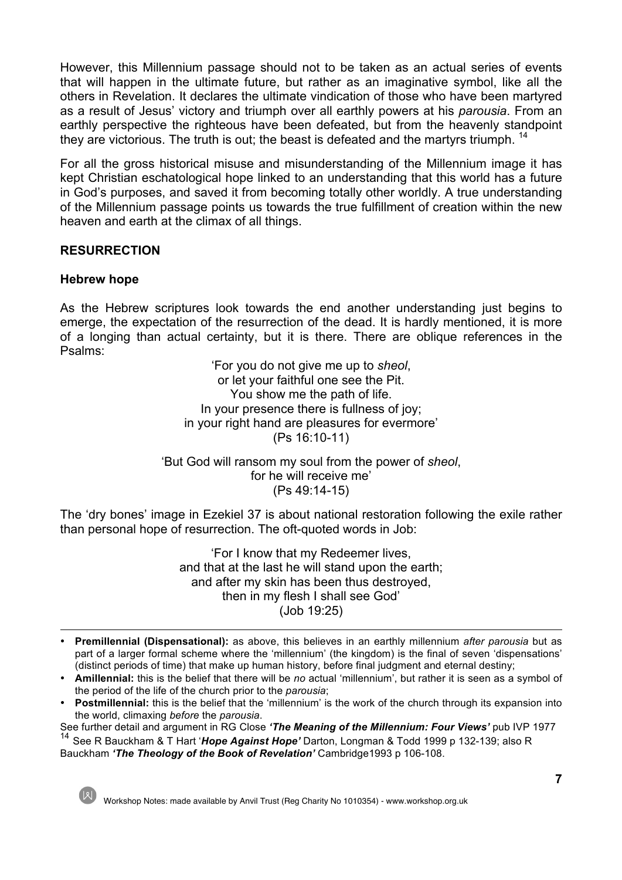However, this Millennium passage should not to be taken as an actual series of events that will happen in the ultimate future, but rather as an imaginative symbol, like all the others in Revelation. It declares the ultimate vindication of those who have been martyred as a result of Jesus' victory and triumph over all earthly powers at his *parousia*. From an earthly perspective the righteous have been defeated, but from the heavenly standpoint they are victorious. The truth is out; the beast is defeated and the martyrs triumph. [14]

For all the gross historical misuse and misunderstanding of the Millennium image it has kept Christian eschatological hope linked to an understanding that this world has a future in God's purposes, and saved it from becoming totally other worldly. A true understanding of the Millennium passage points us towards the true fulfillment of creation within the new heaven and earth at the climax of all things.

## RESURRECTION

### Hebrew hope

As the Hebrew scriptures look towards the end another understanding just begins to emerge, the expectation of the resurrection of the dead. It is hardly mentioned, it is more of a longing than actual certainty, but it is there. There are oblique references in the Psalms:

> 'For you do not give me up to *sheol*,
> or let your faithful one see the Pit.
> You show me the path of life.
> In your presence there is fullness of joy;
> in your right hand are pleasures for evermore'
> (Ps 16:10-11)

> 'But God will ransom my soul from the power of *sheol*,
> for he will receive me'
> (Ps 49:14-15)

The 'dry bones' image in Ezekiel 37 is about national restoration following the exile rather than personal hope of resurrection. The oft-quoted words in Job:

> 'For I know that my Redeemer lives,
> and that at the last he will stand upon the earth;
> and after my skin has been thus destroyed,
> then in my flesh I shall see God'
> (Job 19:25)

---

- **Premillennial (Dispensational):** as above, this believes in an earthly millennium *after parousia* but as part of a larger formal scheme where the 'millennium' (the kingdom) is the final of seven 'dispensations' (distinct periods of time) that make up human history, before final judgment and eternal destiny;
- **Amillennial:** this is the belief that there will be *no* actual 'millennium', but rather it is seen as a symbol of the period of the life of the church prior to the *parousia*;
- **Postmillennial:** this is the belief that the 'millennium' is the work of the church through its expansion into the world, climaxing *before* the *parousia*.

See further detail and argument in RG Close ***'The Meaning of the Millennium: Four Views'*** pub IVP 1977

[14] See R Bauckham & T Hart '***Hope Against Hope'*** Darton, Longman & Todd 1999 p 132-139; also R Bauckham ***'The Theology of the Book of Revelation'*** Cambridge1993 p 106-108.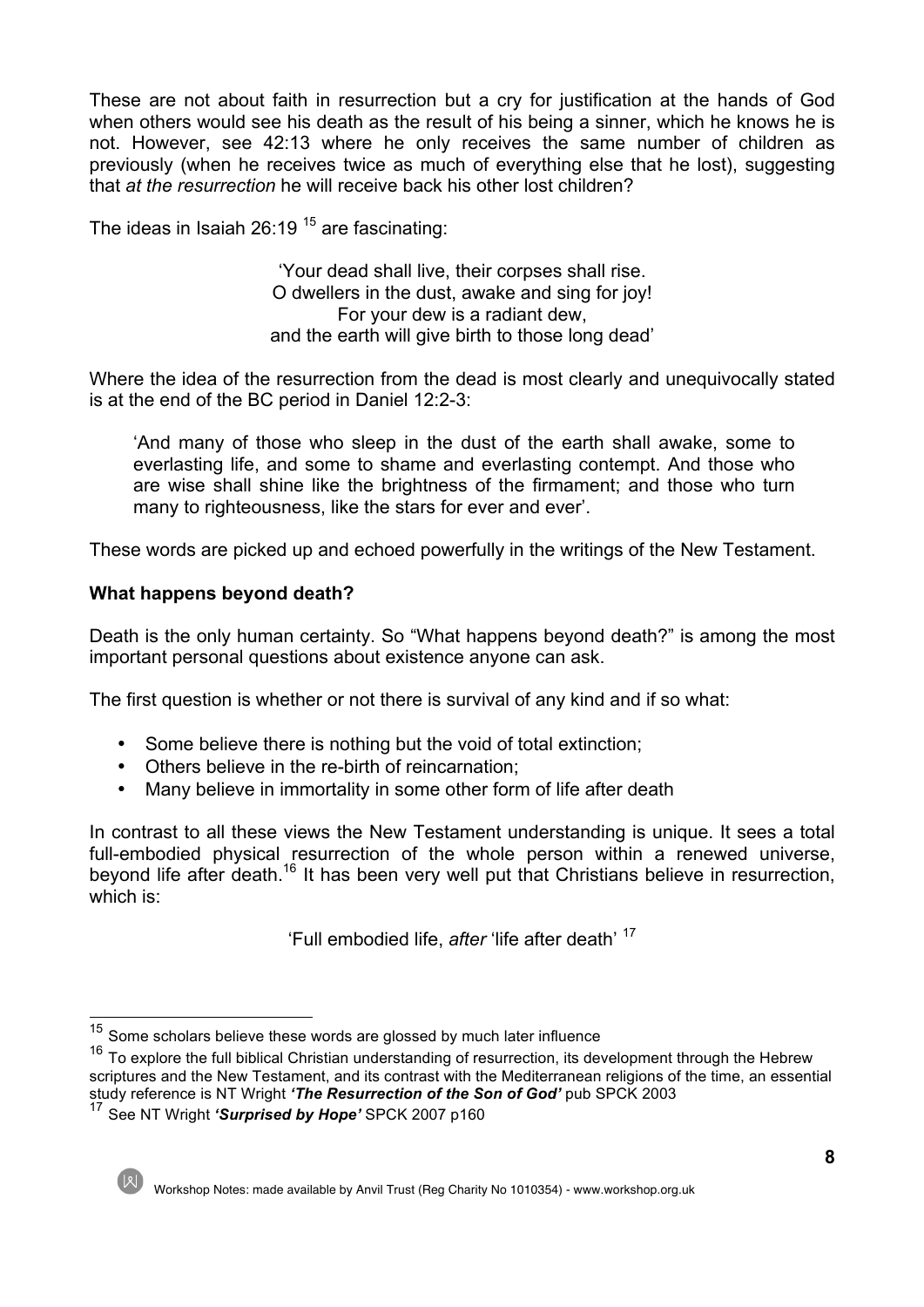These are not about faith in resurrection but a cry for justification at the hands of God when others would see his death as the result of his being a sinner, which he knows he is not. However, see 42:13 where he only receives the same number of children as previously (when he receives twice as much of everything else that he lost), suggesting that *at the resurrection* he will receive back his other lost children?

The ideas in Isaiah 26:19 [15] are fascinating:

> 'Your dead shall live, their corpses shall rise.
> O dwellers in the dust, awake and sing for joy!
> For your dew is a radiant dew,
> and the earth will give birth to those long dead'

Where the idea of the resurrection from the dead is most clearly and unequivocally stated is at the end of the BC period in Daniel 12:2-3:

> 'And many of those who sleep in the dust of the earth shall awake, some to everlasting life, and some to shame and everlasting contempt. And those who are wise shall shine like the brightness of the firmament; and those who turn many to righteousness, like the stars for ever and ever'.

These words are picked up and echoed powerfully in the writings of the New Testament.

**What happens beyond death?**

Death is the only human certainty. So "What happens beyond death?" is among the most important personal questions about existence anyone can ask.

The first question is whether or not there is survival of any kind and if so what:

- Some believe there is nothing but the void of total extinction;
- Others believe in the re-birth of reincarnation;
- Many believe in immortality in some other form of life after death

In contrast to all these views the New Testament understanding is unique. It sees a total full-embodied physical resurrection of the whole person within a renewed universe, beyond life after death.[16] It has been very well put that Christians believe in resurrection, which is:

> 'Full embodied life, *after* 'life after death' [17]

---

[15] Some scholars believe these words are glossed by much later influence

[16] To explore the full biblical Christian understanding of resurrection, its development through the Hebrew scriptures and the New Testament, and its contrast with the Mediterranean religions of the time, an essential study reference is NT Wright ***'The Resurrection of the Son of God'*** pub SPCK 2003

[17] See NT Wright ***'Surprised by Hope'*** SPCK 2007 p160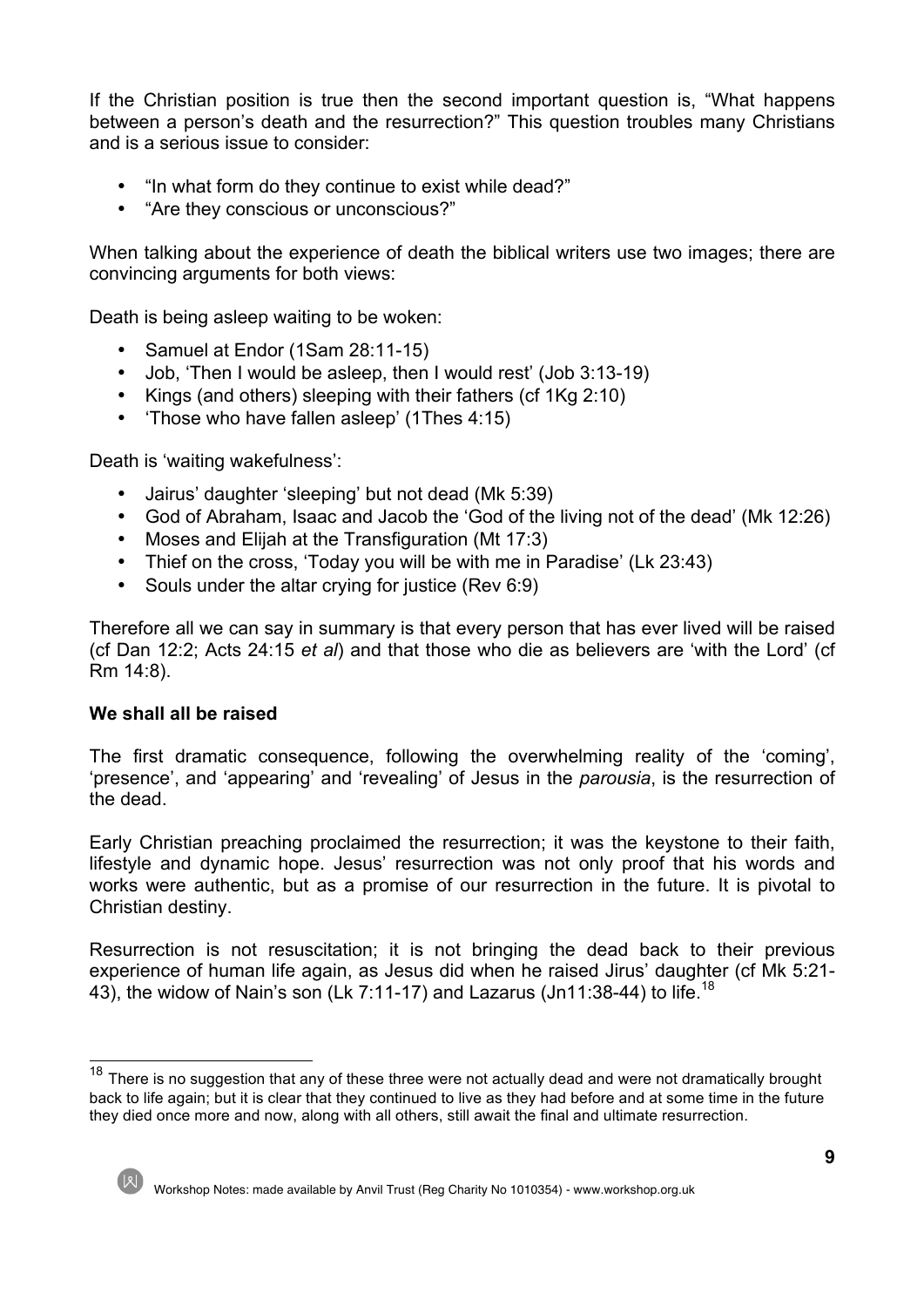If the Christian position is true then the second important question is, "What happens between a person's death and the resurrection?" This question troubles many Christians and is a serious issue to consider:

- "In what form do they continue to exist while dead?"
- "Are they conscious or unconscious?"

When talking about the experience of death the biblical writers use two images; there are convincing arguments for both views:

Death is being asleep waiting to be woken:

- Samuel at Endor (1Sam 28:11-15)
- Job, 'Then I would be asleep, then I would rest' (Job 3:13-19)
- Kings (and others) sleeping with their fathers (cf 1Kg 2:10)
- 'Those who have fallen asleep' (1Thes 4:15)

Death is 'waiting wakefulness':

- Jairus' daughter 'sleeping' but not dead (Mk 5:39)
- God of Abraham, Isaac and Jacob the 'God of the living not of the dead' (Mk 12:26)
- Moses and Elijah at the Transfiguration (Mt 17:3)
- Thief on the cross, 'Today you will be with me in Paradise' (Lk 23:43)
- Souls under the altar crying for justice (Rev 6:9)

Therefore all we can say in summary is that every person that has ever lived will be raised (cf Dan 12:2; Acts 24:15 *et al*) and that those who die as believers are 'with the Lord' (cf Rm 14:8).

**We shall all be raised**

The first dramatic consequence, following the overwhelming reality of the 'coming', 'presence', and 'appearing' and 'revealing' of Jesus in the *parousia*, is the resurrection of the dead.

Early Christian preaching proclaimed the resurrection; it was the keystone to their faith, lifestyle and dynamic hope. Jesus' resurrection was not only proof that his words and works were authentic, but as a promise of our resurrection in the future. It is pivotal to Christian destiny.

Resurrection is not resuscitation; it is not bringing the dead back to their previous experience of human life again, as Jesus did when he raised Jirus' daughter (cf Mk 5:21-43), the widow of Nain's son (Lk 7:11-17) and Lazarus (Jn11:38-44) to life.[18]

[18] There is no suggestion that any of these three were not actually dead and were not dramatically brought back to life again; but it is clear that they continued to live as they had before and at some time in the future they died once more and now, along with all others, still await the final and ultimate resurrection.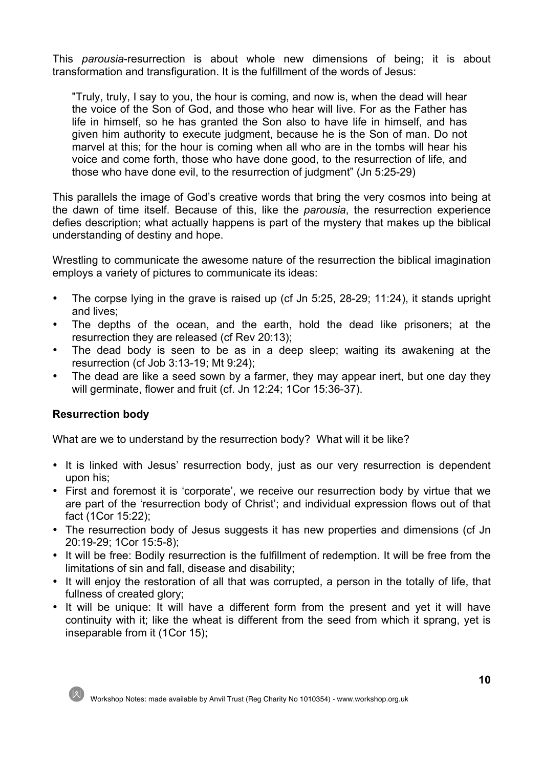This *parousia*-resurrection is about whole new dimensions of being; it is about transformation and transfiguration. It is the fulfillment of the words of Jesus:

> "Truly, truly, I say to you, the hour is coming, and now is, when the dead will hear the voice of the Son of God, and those who hear will live. For as the Father has life in himself, so he has granted the Son also to have life in himself, and has given him authority to execute judgment, because he is the Son of man. Do not marvel at this; for the hour is coming when all who are in the tombs will hear his voice and come forth, those who have done good, to the resurrection of life, and those who have done evil, to the resurrection of judgment" (Jn 5:25-29)

This parallels the image of God's creative words that bring the very cosmos into being at the dawn of time itself. Because of this, like the *parousia*, the resurrection experience defies description; what actually happens is part of the mystery that makes up the biblical understanding of destiny and hope.

Wrestling to communicate the awesome nature of the resurrection the biblical imagination employs a variety of pictures to communicate its ideas:

- The corpse lying in the grave is raised up (cf Jn 5:25, 28-29; 11:24), it stands upright and lives;
- The depths of the ocean, and the earth, hold the dead like prisoners; at the resurrection they are released (cf Rev 20:13);
- The dead body is seen to be as in a deep sleep; waiting its awakening at the resurrection (cf Job 3:13-19; Mt 9:24);
- The dead are like a seed sown by a farmer, they may appear inert, but one day they will germinate, flower and fruit (cf. Jn 12:24; 1Cor 15:36-37).

**Resurrection body**

What are we to understand by the resurrection body? What will it be like?

- It is linked with Jesus' resurrection body, just as our very resurrection is dependent upon his;
- First and foremost it is 'corporate', we receive our resurrection body by virtue that we are part of the 'resurrection body of Christ'; and individual expression flows out of that fact (1Cor 15:22);
- The resurrection body of Jesus suggests it has new properties and dimensions (cf Jn 20:19-29; 1Cor 15:5-8);
- It will be free: Bodily resurrection is the fulfillment of redemption. It will be free from the limitations of sin and fall, disease and disability;
- It will enjoy the restoration of all that was corrupted, a person in the totally of life, that fullness of created glory;
- It will be unique: It will have a different form from the present and yet it will have continuity with it; like the wheat is different from the seed from which it sprang, yet is inseparable from it (1Cor 15);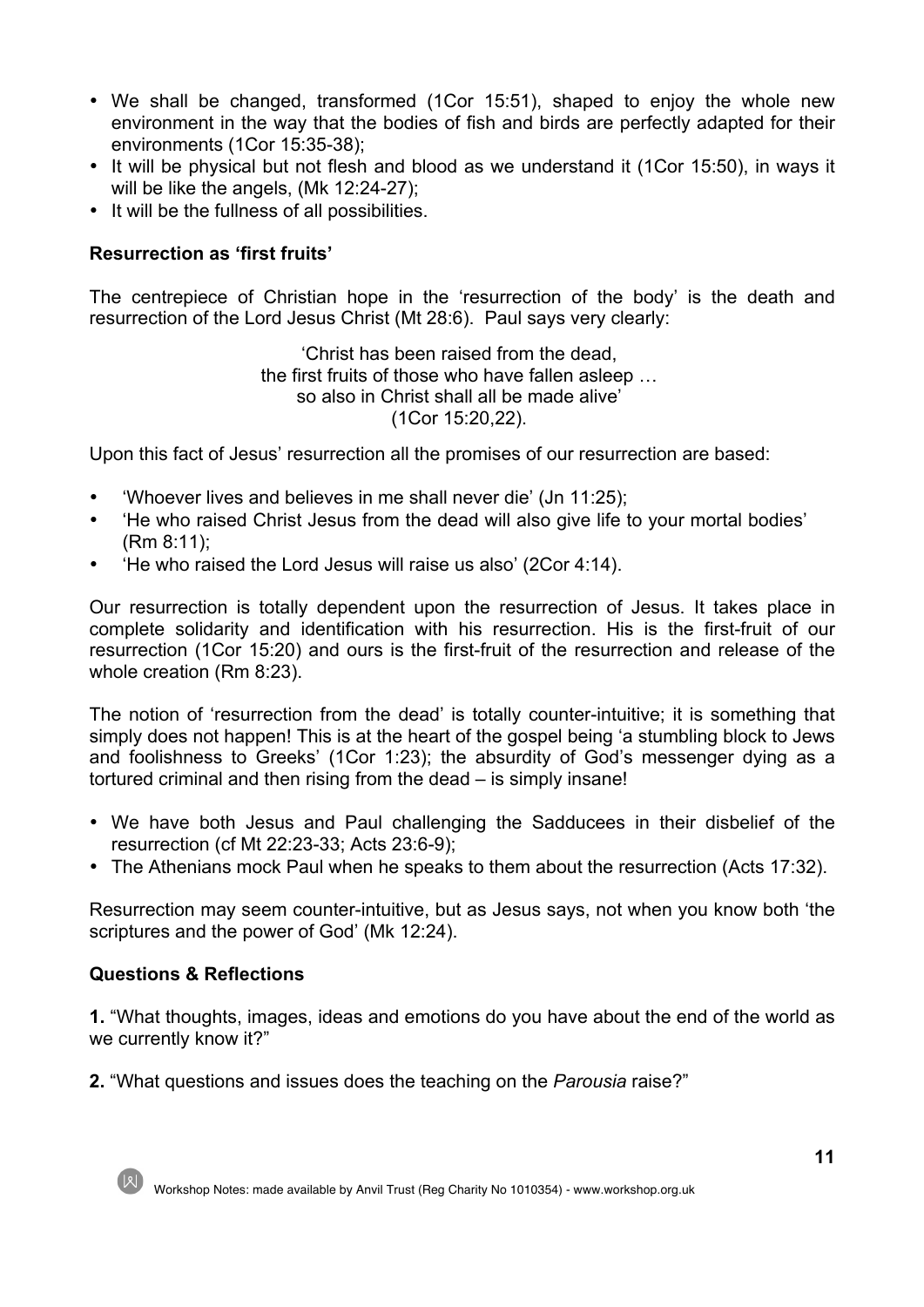- We shall be changed, transformed (1Cor 15:51), shaped to enjoy the whole new environment in the way that the bodies of fish and birds are perfectly adapted for their environments (1Cor 15:35-38);
- It will be physical but not flesh and blood as we understand it (1Cor 15:50), in ways it will be like the angels, (Mk 12:24-27);
- It will be the fullness of all possibilities.

**Resurrection as 'first fruits'**

The centrepiece of Christian hope in the 'resurrection of the body' is the death and resurrection of the Lord Jesus Christ (Mt 28:6). Paul says very clearly:

> 'Christ has been raised from the dead,
> the first fruits of those who have fallen asleep …
> so also in Christ shall all be made alive'
> (1Cor 15:20,22).

Upon this fact of Jesus' resurrection all the promises of our resurrection are based:

- 'Whoever lives and believes in me shall never die' (Jn 11:25);
- 'He who raised Christ Jesus from the dead will also give life to your mortal bodies' (Rm 8:11);
- 'He who raised the Lord Jesus will raise us also' (2Cor 4:14).

Our resurrection is totally dependent upon the resurrection of Jesus. It takes place in complete solidarity and identification with his resurrection. His is the first-fruit of our resurrection (1Cor 15:20) and ours is the first-fruit of the resurrection and release of the whole creation (Rm 8:23).

The notion of 'resurrection from the dead' is totally counter-intuitive; it is something that simply does not happen! This is at the heart of the gospel being 'a stumbling block to Jews and foolishness to Greeks' (1Cor 1:23); the absurdity of God's messenger dying as a tortured criminal and then rising from the dead – is simply insane!

- We have both Jesus and Paul challenging the Sadducees in their disbelief of the resurrection (cf Mt 22:23-33; Acts 23:6-9);
- The Athenians mock Paul when he speaks to them about the resurrection (Acts 17:32).

Resurrection may seem counter-intuitive, but as Jesus says, not when you know both 'the scriptures and the power of God' (Mk 12:24).

**Questions & Reflections**

**1.** "What thoughts, images, ideas and emotions do you have about the end of the world as we currently know it?"

**2.** "What questions and issues does the teaching on the *Parousia* raise?"

Workshop Notes: made available by Anvil Trust (Reg Charity No 1010354) - www.workshop.org.uk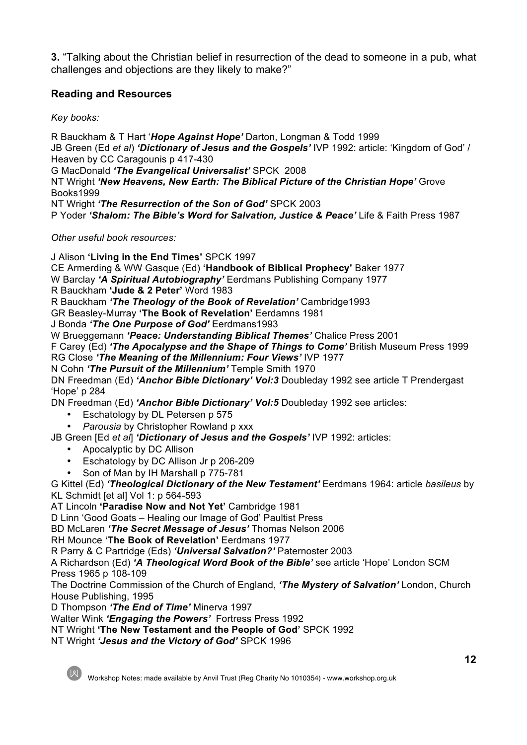**3.** "Talking about the Christian belief in resurrection of the dead to someone in a pub, what challenges and objections are they likely to make?"

## Reading and Resources

*Key books:*

R Bauckham & T Hart '***Hope Against Hope'*** Darton, Longman & Todd 1999
JB Green (Ed *et al*) ***'Dictionary of Jesus and the Gospels'*** IVP 1992: article: 'Kingdom of God' / Heaven by CC Caragounis p 417-430
G MacDonald ***'The Evangelical Universalist'*** SPCK 2008
NT Wright ***'New Heavens, New Earth: The Biblical Picture of the Christian Hope'*** Grove Books1999
NT Wright ***'The Resurrection of the Son of God'*** SPCK 2003
P Yoder ***'Shalom: The Bible's Word for Salvation, Justice & Peace'*** Life & Faith Press 1987

*Other useful book resources:*

J Alison **'Living in the End Times'** SPCK 1997
CE Armerding & WW Gasque (Ed) **'Handbook of Biblical Prophecy'** Baker 1977
W Barclay ***'A Spiritual Autobiography'*** Eerdmans Publishing Company 1977
R Bauckham **'Jude & 2 Peter'** Word 1983
R Bauckham ***'The Theology of the Book of Revelation'*** Cambridge1993
GR Beasley-Murray **'The Book of Revelation'** Eerdamns 1981
J Bonda ***'The One Purpose of God'*** Eerdmans1993
W Brueggemann ***'Peace: Understanding Biblical Themes'*** Chalice Press 2001
F Carey (Ed) ***'The Apocalypse and the Shape of Things to Come'*** British Museum Press 1999
RG Close ***'The Meaning of the Millennium: Four Views'*** IVP 1977
N Cohn ***'The Pursuit of the Millennium'*** Temple Smith 1970
DN Freedman (Ed) ***'Anchor Bible Dictionary' Vol:3*** Doubleday 1992 see article T Prendergast 'Hope' p 284
DN Freedman (Ed) ***'Anchor Bible Dictionary' Vol:5*** Doubleday 1992 see articles:

- Eschatology by DL Petersen p 575
- *Parousia* by Christopher Rowland p xxx

JB Green [Ed *et al*] ***'Dictionary of Jesus and the Gospels'*** IVP 1992: articles:

- Apocalyptic by DC Allison
- Eschatology by DC Allison Jr p 206-209
- Son of Man by IH Marshall p 775-781

G Kittel (Ed) ***'Theological Dictionary of the New Testament'*** Eerdmans 1964: article *basileus* by KL Schmidt [et al] Vol 1: p 564-593
AT Lincoln **'Paradise Now and Not Yet'** Cambridge 1981
D Linn 'Good Goats – Healing our Image of God' Paultist Press
BD McLaren ***'The Secret Message of Jesus'*** Thomas Nelson 2006
RH Mounce **'The Book of Revelation'** Eerdmans 1977
R Parry & C Partridge (Eds) ***'Universal Salvation?'*** Paternoster 2003
A Richardson (Ed) ***'A Theological Word Book of the Bible'*** see article 'Hope' London SCM Press 1965 p 108-109
The Doctrine Commission of the Church of England, ***'The Mystery of Salvation'*** London, Church House Publishing, 1995
D Thompson ***'The End of Time'*** Minerva 1997
Walter Wink ***'Engaging the Powers'*** Fortress Press 1992
NT Wright **'The New Testament and the People of God'** SPCK 1992
NT Wright ***'Jesus and the Victory of God'*** SPCK 1996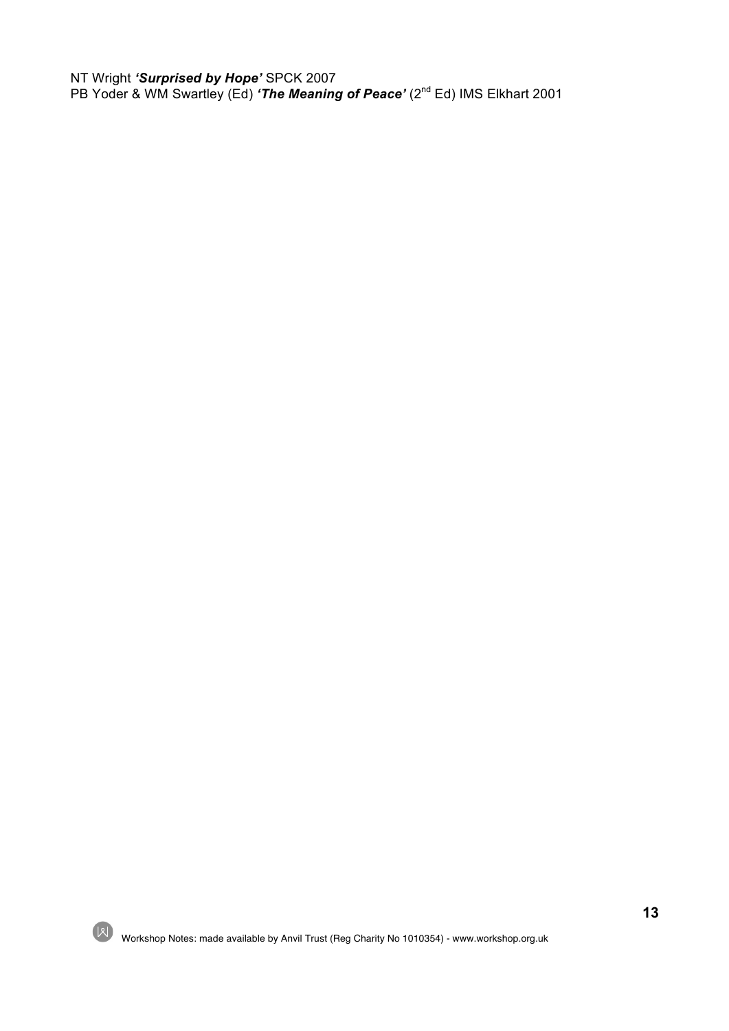NT Wright ***'Surprised by Hope'*** SPCK 2007
PB Yoder & WM Swartley (Ed) ***'The Meaning of Peace'*** (2nd Ed) IMS Elkhart 2001